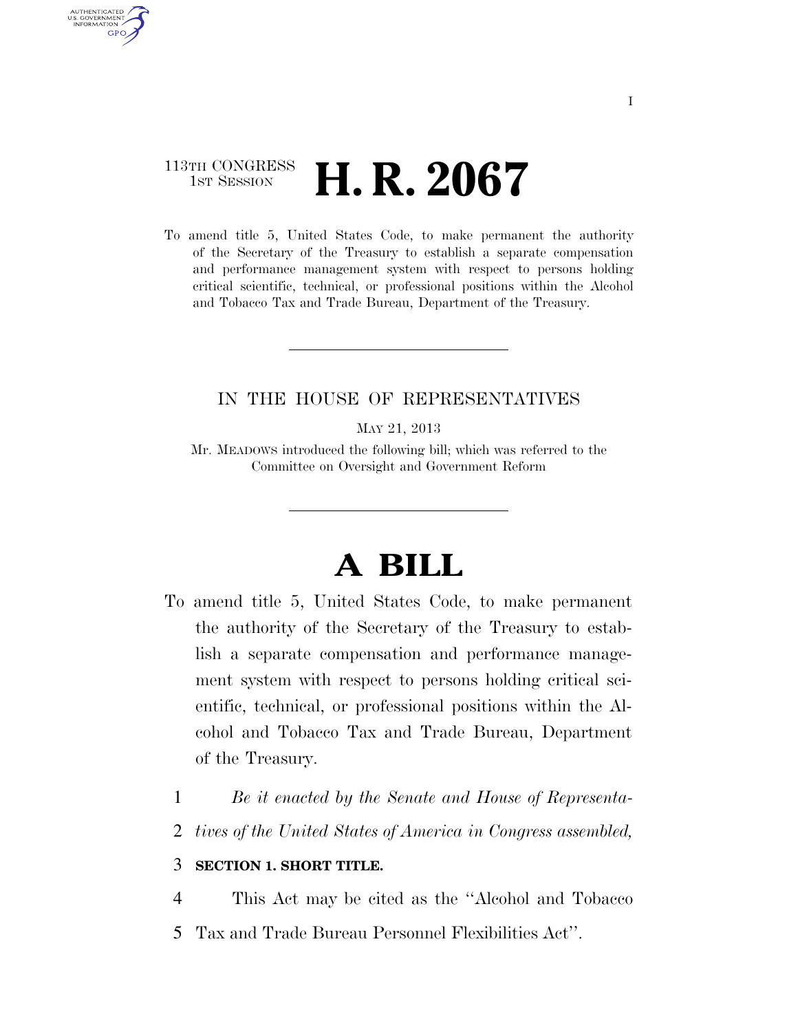113TH CONGRESS
1ST SESSION

# H. R. 2067

To amend title 5, United States Code, to make permanent the authority of the Secretary of the Treasury to establish a separate compensation and performance management system with respect to persons holding critical scientific, technical, or professional positions within the Alcohol and Tobacco Tax and Trade Bureau, Department of the Treasury.

IN THE HOUSE OF REPRESENTATIVES

MAY 21, 2013

Mr. MEADOWS introduced the following bill; which was referred to the Committee on Oversight and Government Reform

# A BILL

To amend title 5, United States Code, to make permanent the authority of the Secretary of the Treasury to establish a separate compensation and performance management system with respect to persons holding critical scientific, technical, or professional positions within the Alcohol and Tobacco Tax and Trade Bureau, Department of the Treasury.

1 *Be it enacted by the Senate and House of Representa-*
2 *tives of the United States of America in Congress assembled,*

3 **SECTION 1. SHORT TITLE.**

4 This Act may be cited as the "Alcohol and Tobacco
5 Tax and Trade Bureau Personnel Flexibilities Act".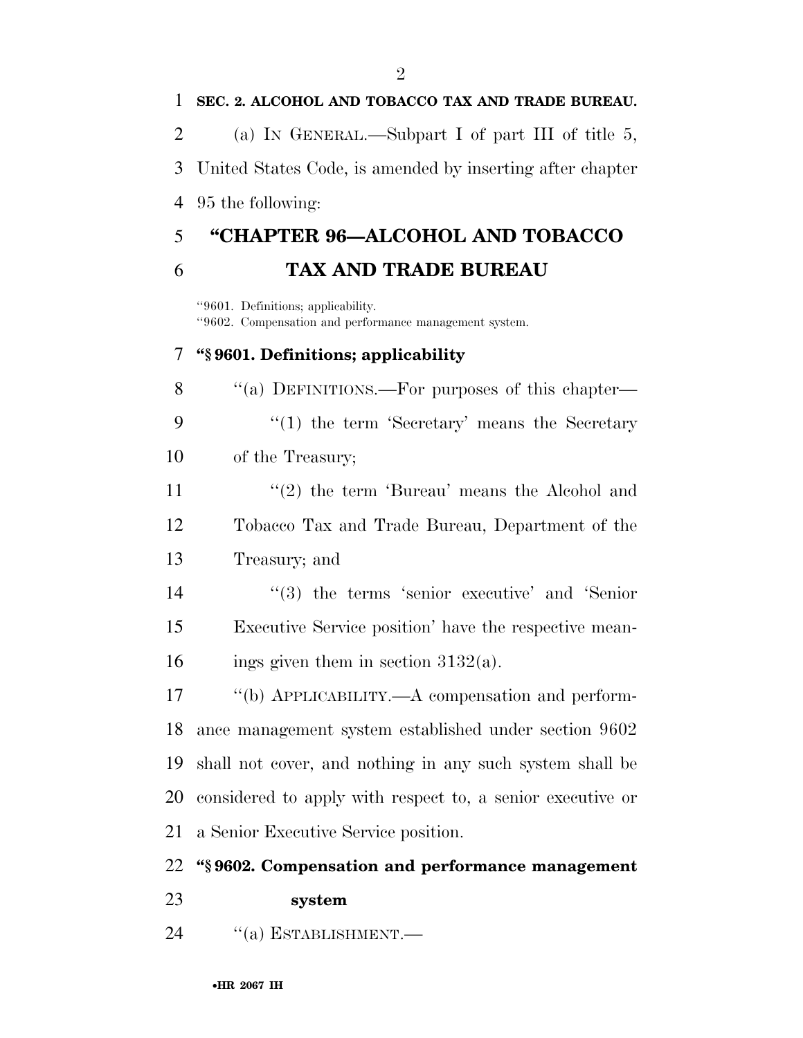**SEC. 2. ALCOHOL AND TOBACCO TAX AND TRADE BUREAU.**

(a) IN GENERAL.—Subpart I of part III of title 5, United States Code, is amended by inserting after chapter 95 the following:

# "CHAPTER 96—ALCOHOL AND TOBACCO TAX AND TRADE BUREAU

"9601. Definitions; applicability.
"9602. Compensation and performance management system.

### "§ 9601. Definitions; applicability

"(a) DEFINITIONS.—For purposes of this chapter—

"(1) the term 'Secretary' means the Secretary of the Treasury;

"(2) the term 'Bureau' means the Alcohol and Tobacco Tax and Trade Bureau, Department of the Treasury; and

"(3) the terms 'senior executive' and 'Senior Executive Service position' have the respective meanings given them in section 3132(a).

"(b) APPLICABILITY.—A compensation and performance management system established under section 9602 shall not cover, and nothing in any such system shall be considered to apply with respect to, a senior executive or a Senior Executive Service position.

### "§ 9602. Compensation and performance management system

"(a) ESTABLISHMENT.—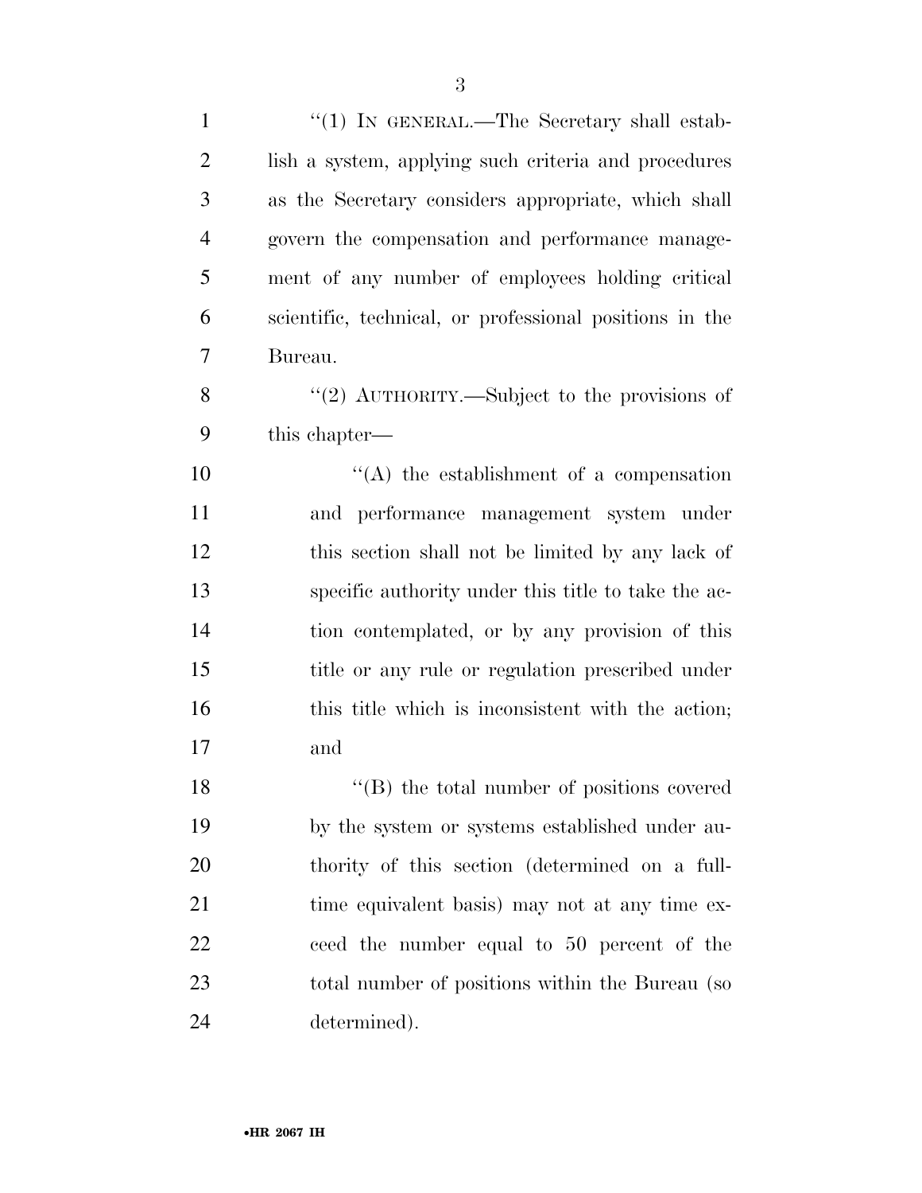"(1) IN GENERAL.—The Secretary shall establish a system, applying such criteria and procedures as the Secretary considers appropriate, which shall govern the compensation and performance management of any number of employees holding critical scientific, technical, or professional positions in the Bureau.

"(2) AUTHORITY.—Subject to the provisions of this chapter—

"(A) the establishment of a compensation and performance management system under this section shall not be limited by any lack of specific authority under this title to take the action contemplated, or by any provision of this title or any rule or regulation prescribed under this title which is inconsistent with the action; and

"(B) the total number of positions covered by the system or systems established under authority of this section (determined on a full-time equivalent basis) may not at any time exceed the number equal to 50 percent of the total number of positions within the Bureau (so determined).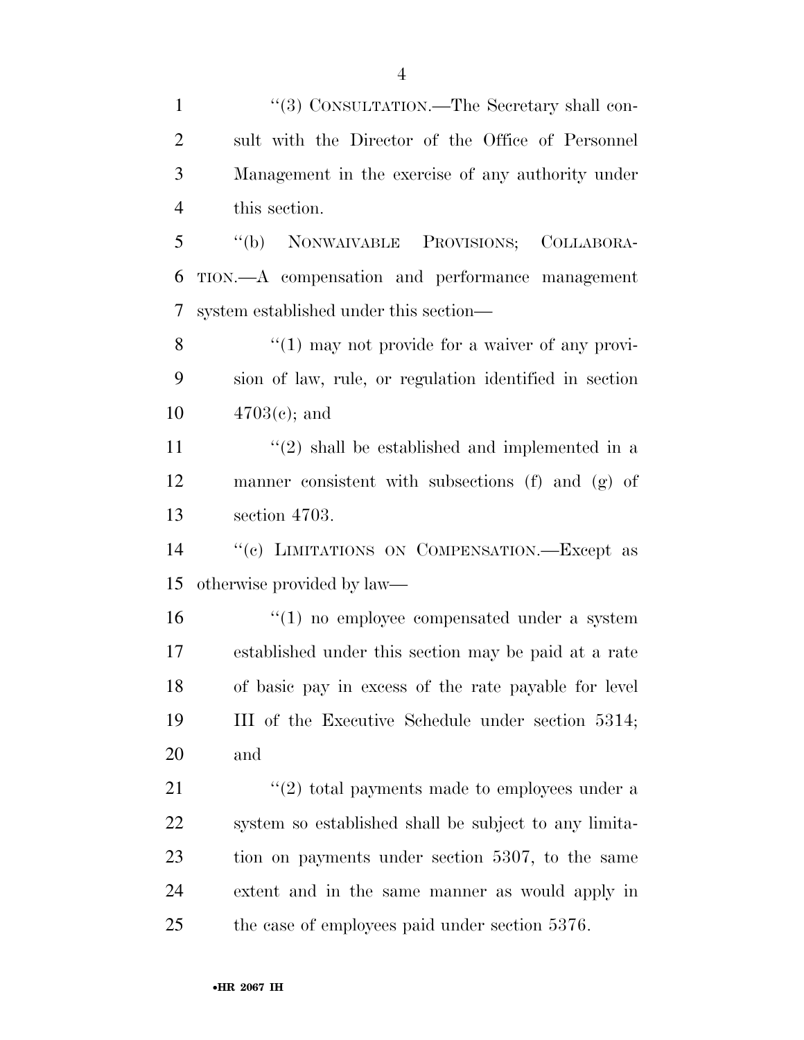"(3) CONSULTATION.—The Secretary shall consult with the Director of the Office of Personnel Management in the exercise of any authority under this section.

"(b) NONWAIVABLE PROVISIONS; COLLABORATION.—A compensation and performance management system established under this section—

"(1) may not provide for a waiver of any provision of law, rule, or regulation identified in section 4703(c); and

"(2) shall be established and implemented in a manner consistent with subsections (f) and (g) of section 4703.

"(c) LIMITATIONS ON COMPENSATION.—Except as otherwise provided by law—

"(1) no employee compensated under a system established under this section may be paid at a rate of basic pay in excess of the rate payable for level III of the Executive Schedule under section 5314; and

"(2) total payments made to employees under a system so established shall be subject to any limitation on payments under section 5307, to the same extent and in the same manner as would apply in the case of employees paid under section 5376.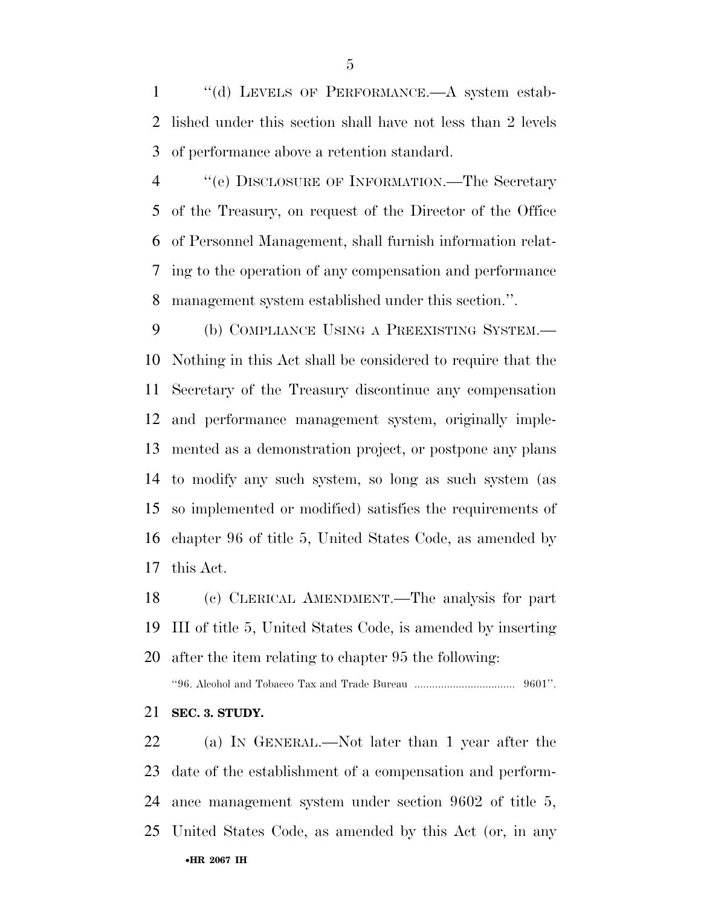"(d) LEVELS OF PERFORMANCE.—A system established under this section shall have not less than 2 levels of performance above a retention standard.

"(e) DISCLOSURE OF INFORMATION.—The Secretary of the Treasury, on request of the Director of the Office of Personnel Management, shall furnish information relating to the operation of any compensation and performance management system established under this section.".

(b) COMPLIANCE USING A PREEXISTING SYSTEM.—Nothing in this Act shall be considered to require that the Secretary of the Treasury discontinue any compensation and performance management system, originally implemented as a demonstration project, or postpone any plans to modify any such system, so long as such system (as so implemented or modified) satisfies the requirements of chapter 96 of title 5, United States Code, as amended by this Act.

(c) CLERICAL AMENDMENT.—The analysis for part III of title 5, United States Code, is amended by inserting after the item relating to chapter 95 the following:

"96. Alcohol and Tobacco Tax and Trade Bureau .................................. 9601".

**SEC. 3. STUDY.**

(a) IN GENERAL.—Not later than 1 year after the date of the establishment of a compensation and performance management system under section 9602 of title 5, United States Code, as amended by this Act (or, in any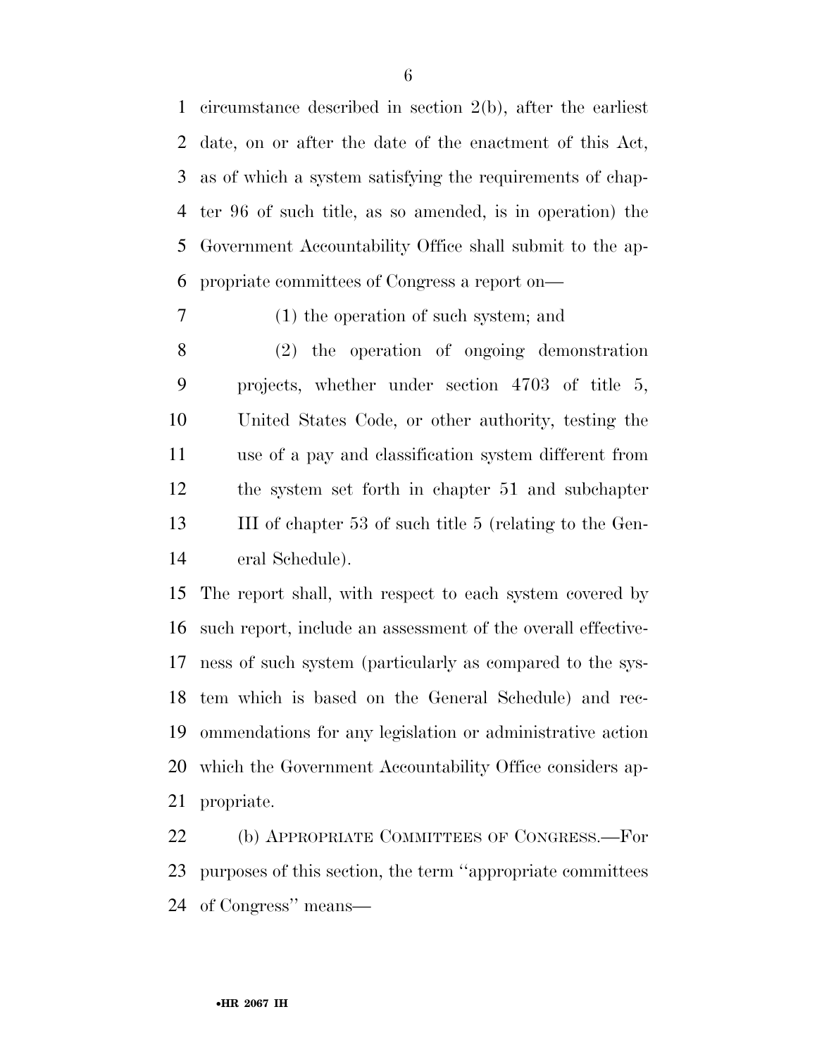circumstance described in section 2(b), after the earliest date, on or after the date of the enactment of this Act, as of which a system satisfying the requirements of chapter 96 of such title, as so amended, is in operation) the Government Accountability Office shall submit to the appropriate committees of Congress a report on—

(1) the operation of such system; and

(2) the operation of ongoing demonstration projects, whether under section 4703 of title 5, United States Code, or other authority, testing the use of a pay and classification system different from the system set forth in chapter 51 and subchapter III of chapter 53 of such title 5 (relating to the General Schedule).

The report shall, with respect to each system covered by such report, include an assessment of the overall effectiveness of such system (particularly as compared to the system which is based on the General Schedule) and recommendations for any legislation or administrative action which the Government Accountability Office considers appropriate.

(b) APPROPRIATE COMMITTEES OF CONGRESS.—For purposes of this section, the term ''appropriate committees of Congress'' means—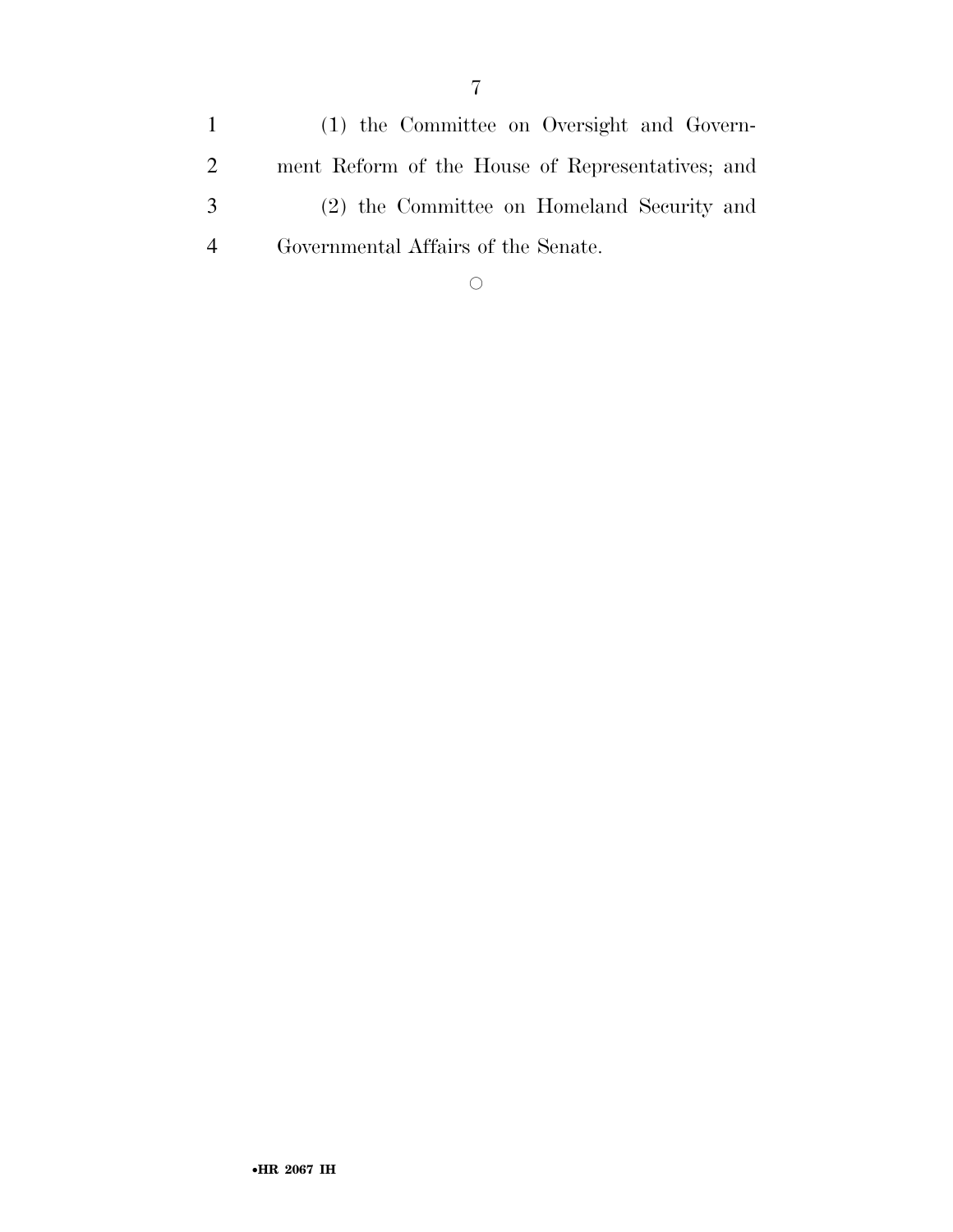(1) the Committee on Oversight and Government Reform of the House of Representatives; and

(2) the Committee on Homeland Security and Governmental Affairs of the Senate.

○